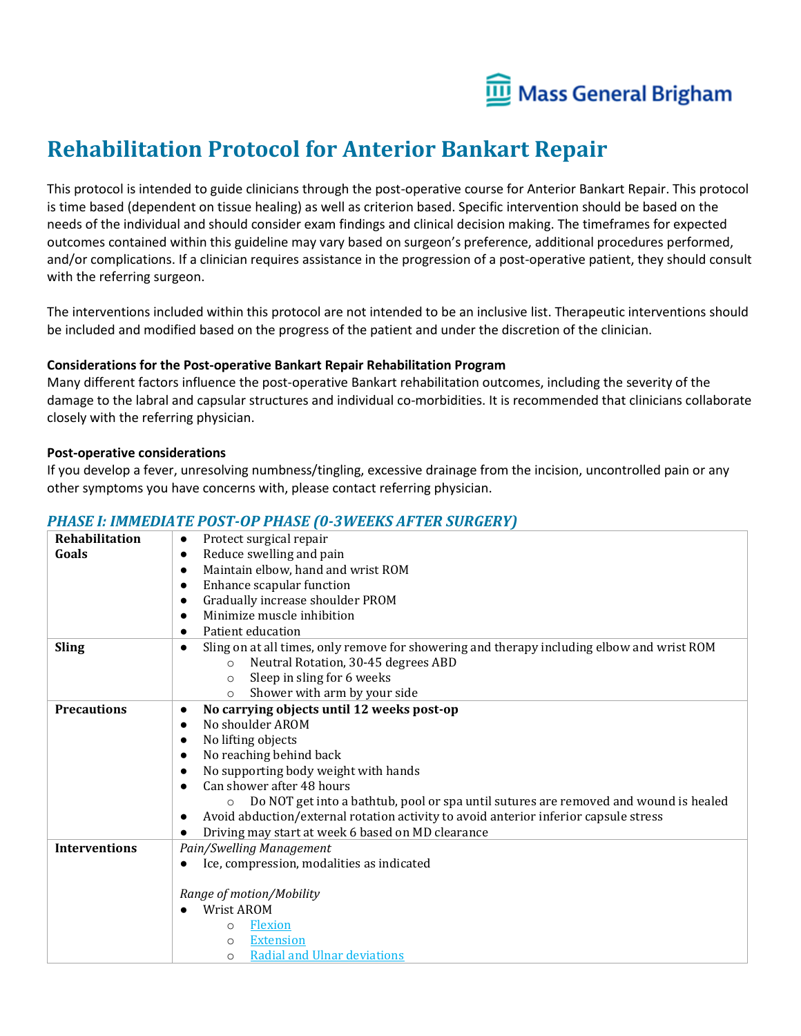# Rehabilitation Protocol for Anterior Bankart Repair

This protocol is intended to guide clinicians through the post-operative course for Anterior Bankart Repair. This protocol is time based (dependent on tissue healing) as well as criterion based. Specific intervention should be based on the needs of the individual and should consider exam findings and clinical decision making. The timeframes for expected outcomes contained within this guideline may vary based on surgeon's preference, additional procedures performed, and/or complications. If a clinician requires assistance in the progression of a post-operative patient, they should consult with the referring surgeon.

The interventions included within this protocol are not intended to be an inclusive list. Therapeutic interventions should be included and modified based on the progress of the patient and under the discretion of the clinician.

**Considerations for the Post-operative Bankart Repair Rehabilitation Program**
Many different factors influence the post-operative Bankart rehabilitation outcomes, including the severity of the damage to the labral and capsular structures and individual co-morbidities. It is recommended that clinicians collaborate closely with the referring physician.

**Post-operative considerations**
If you develop a fever, unresolving numbness/tingling, excessive drainage from the incision, uncontrolled pain or any other symptoms you have concerns with, please contact referring physician.

## *PHASE I: IMMEDIATE POST-OP PHASE (0-3WEEKS AFTER SURGERY)*

| | |
|---|---|
| **Rehabilitation Goals** | • Protect surgical repair<br>• Reduce swelling and pain<br>• Maintain elbow, hand and wrist ROM<br>• Enhance scapular function<br>• Gradually increase shoulder PROM<br>• Minimize muscle inhibition<br>• Patient education |
| **Sling** | • Sling on at all times, only remove for showering and therapy including elbow and wrist ROM<br>&nbsp;&nbsp;&nbsp;&nbsp;○ Neutral Rotation, 30-45 degrees ABD<br>&nbsp;&nbsp;&nbsp;&nbsp;○ Sleep in sling for 6 weeks<br>&nbsp;&nbsp;&nbsp;&nbsp;○ Shower with arm by your side |
| **Precautions** | • **No carrying objects until 12 weeks post-op**<br>• No shoulder AROM<br>• No lifting objects<br>• No reaching behind back<br>• No supporting body weight with hands<br>• Can shower after 48 hours<br>&nbsp;&nbsp;&nbsp;&nbsp;○ Do NOT get into a bathtub, pool or spa until sutures are removed and wound is healed<br>• Avoid abduction/external rotation activity to avoid anterior inferior capsule stress<br>• Driving may start at week 6 based on MD clearance |
| **Interventions** | *Pain/Swelling Management*<br>• Ice, compression, modalities as indicated<br><br>*Range of motion/Mobility*<br>• Wrist AROM<br>&nbsp;&nbsp;&nbsp;&nbsp;○ Flexion<br>&nbsp;&nbsp;&nbsp;&nbsp;○ Extension<br>&nbsp;&nbsp;&nbsp;&nbsp;○ Radial and Ulnar deviations |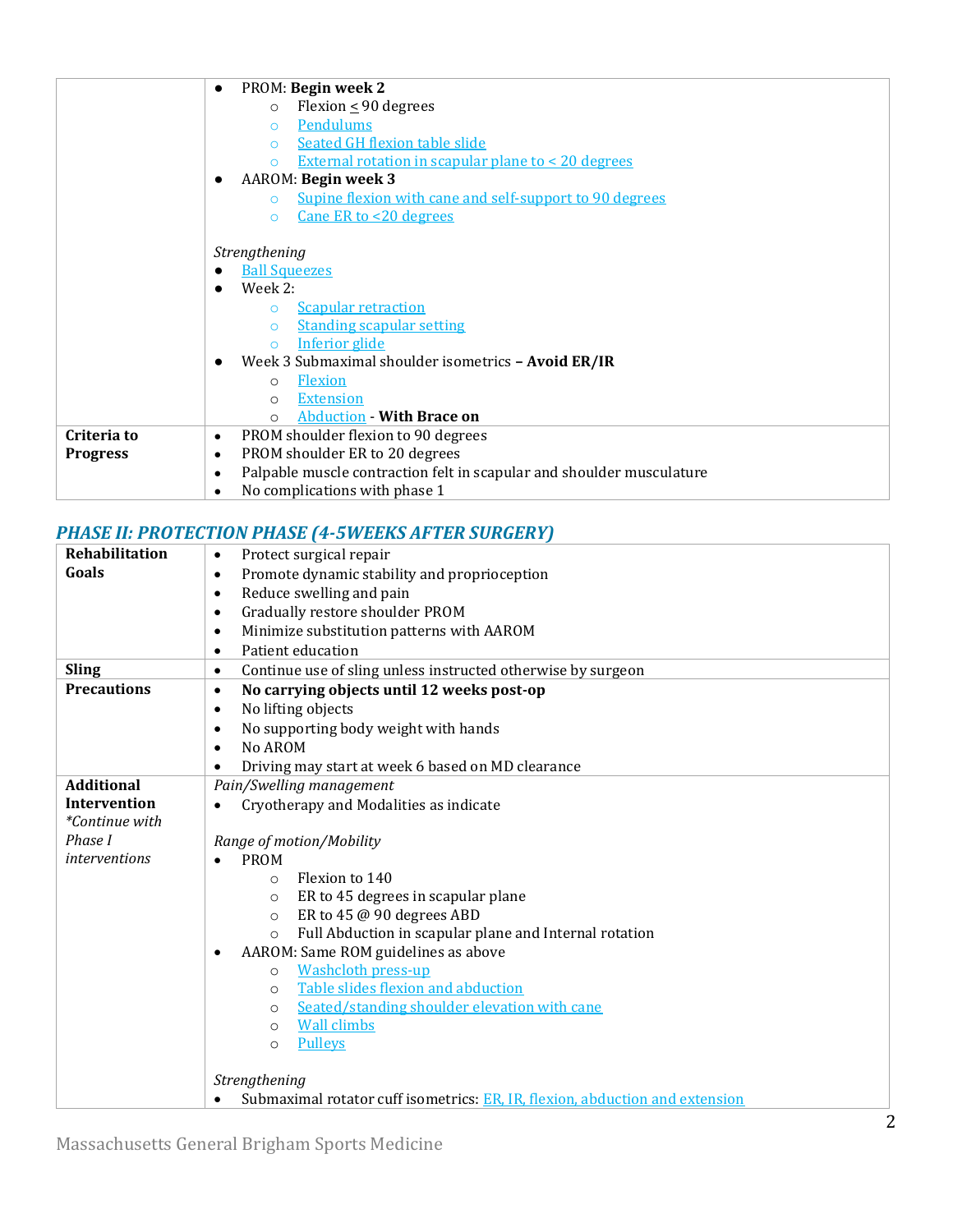| | |
|---|---|
| | • PROM: **Begin week 2**<br>  ○ Flexion ≤ 90 degrees<br>  ○ Pendulums<br>  ○ Seated GH flexion table slide<br>  ○ External rotation in scapular plane to < 20 degrees<br>• AAROM: **Begin week 3**<br>  ○ Supine flexion with cane and self-support to 90 degrees<br>  ○ Cane ER to <20 degrees<br><br>*Strengthening*<br>• Ball Squeezes<br>• Week 2:<br>  ○ Scapular retraction<br>  ○ Standing scapular setting<br>  ○ Inferior glide<br>• Week 3 Submaximal shoulder isometrics **– Avoid ER/IR**<br>  ○ Flexion<br>  ○ Extension<br>  ○ Abduction **- With Brace on** |
| **Criteria to Progress** | • PROM shoulder flexion to 90 degrees<br>• PROM shoulder ER to 20 degrees<br>• Palpable muscle contraction felt in scapular and shoulder musculature<br>• No complications with phase 1 |

## *PHASE II: PROTECTION PHASE (4-5WEEKS AFTER SURGERY)*

| | |
|---|---|
| **Rehabilitation Goals** | • Protect surgical repair<br>• Promote dynamic stability and proprioception<br>• Reduce swelling and pain<br>• Gradually restore shoulder PROM<br>• Minimize substitution patterns with AAROM<br>• Patient education |
| **Sling** | • Continue use of sling unless instructed otherwise by surgeon |
| **Precautions** | • **No carrying objects until 12 weeks post-op**<br>• No lifting objects<br>• No supporting body weight with hands<br>• No AROM<br>• Driving may start at week 6 based on MD clearance |
| **Additional Intervention** *\*Continue with Phase I interventions* | *Pain/Swelling management*<br>• Cryotherapy and Modalities as indicate<br><br>*Range of motion/Mobility*<br>• PROM<br>  ○ Flexion to 140<br>  ○ ER to 45 degrees in scapular plane<br>  ○ ER to 45 @ 90 degrees ABD<br>  ○ Full Abduction in scapular plane and Internal rotation<br>• AAROM: Same ROM guidelines as above<br>  ○ Washcloth press-up<br>  ○ Table slides flexion and abduction<br>  ○ Seated/standing shoulder elevation with cane<br>  ○ Wall climbs<br>  ○ Pulleys<br><br>*Strengthening*<br>• Submaximal rotator cuff isometrics: ER, IR, flexion, abduction and extension |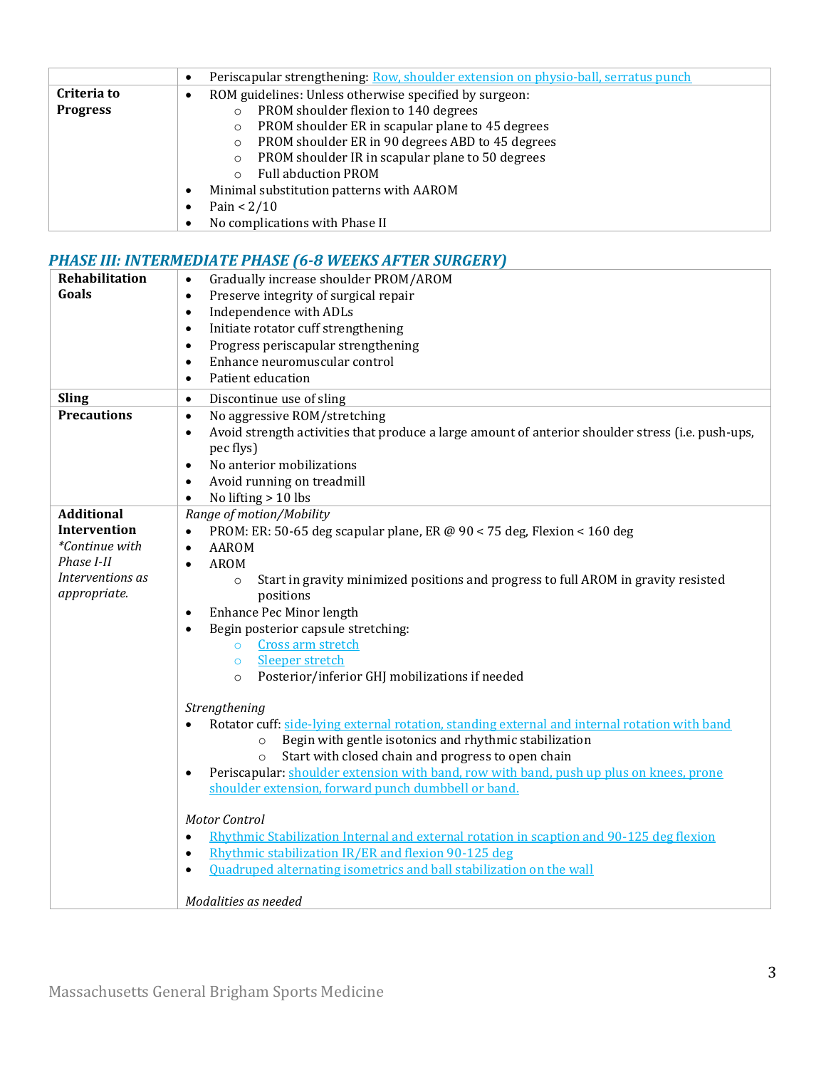| | |
|---|---|
| | • Periscapular strengthening: Row, shoulder extension on physio-ball, serratus punch |
| **Criteria to Progress** | • ROM guidelines: Unless otherwise specified by surgeon:<br>  ○ PROM shoulder flexion to 140 degrees<br>  ○ PROM shoulder ER in scapular plane to 45 degrees<br>  ○ PROM shoulder ER in 90 degrees ABD to 45 degrees<br>  ○ PROM shoulder IR in scapular plane to 50 degrees<br>  ○ Full abduction PROM<br>• Minimal substitution patterns with AAROM<br>• Pain < 2/10<br>• No complications with Phase II |

## *PHASE III: INTERMEDIATE PHASE (6-8 WEEKS AFTER SURGERY)*

| | |
|---|---|
| **Rehabilitation Goals** | • Gradually increase shoulder PROM/AROM<br>• Preserve integrity of surgical repair<br>• Independence with ADLs<br>• Initiate rotator cuff strengthening<br>• Progress periscapular strengthening<br>• Enhance neuromuscular control<br>• Patient education |
| **Sling** | • Discontinue use of sling |
| **Precautions** | • No aggressive ROM/stretching<br>• Avoid strength activities that produce a large amount of anterior shoulder stress (i.e. push-ups, pec flys)<br>• No anterior mobilizations<br>• Avoid running on treadmill<br>• No lifting > 10 lbs |
| **Additional Intervention** *\*Continue with Phase I-II Interventions as appropriate.* | *Range of motion/Mobility*<br>• PROM: ER: 50-65 deg scapular plane, ER @ 90 < 75 deg, Flexion < 160 deg<br>• AAROM<br>• AROM<br>  ○ Start in gravity minimized positions and progress to full AROM in gravity resisted positions<br>• Enhance Pec Minor length<br>• Begin posterior capsule stretching:<br>  ○ Cross arm stretch<br>  ○ Sleeper stretch<br>  ○ Posterior/inferior GHJ mobilizations if needed<br><br>*Strengthening*<br>• Rotator cuff: side-lying external rotation, standing external and internal rotation with band<br>  ○ Begin with gentle isotonics and rhythmic stabilization<br>  ○ Start with closed chain and progress to open chain<br>• Periscapular: shoulder extension with band, row with band, push up plus on knees, prone shoulder extension, forward punch dumbbell or band.<br><br>*Motor Control*<br>• Rhythmic Stabilization Internal and external rotation in scaption and 90-125 deg flexion<br>• Rhythmic stabilization IR/ER and flexion 90-125 deg<br>• Quadruped alternating isometrics and ball stabilization on the wall<br><br>*Modalities as needed* |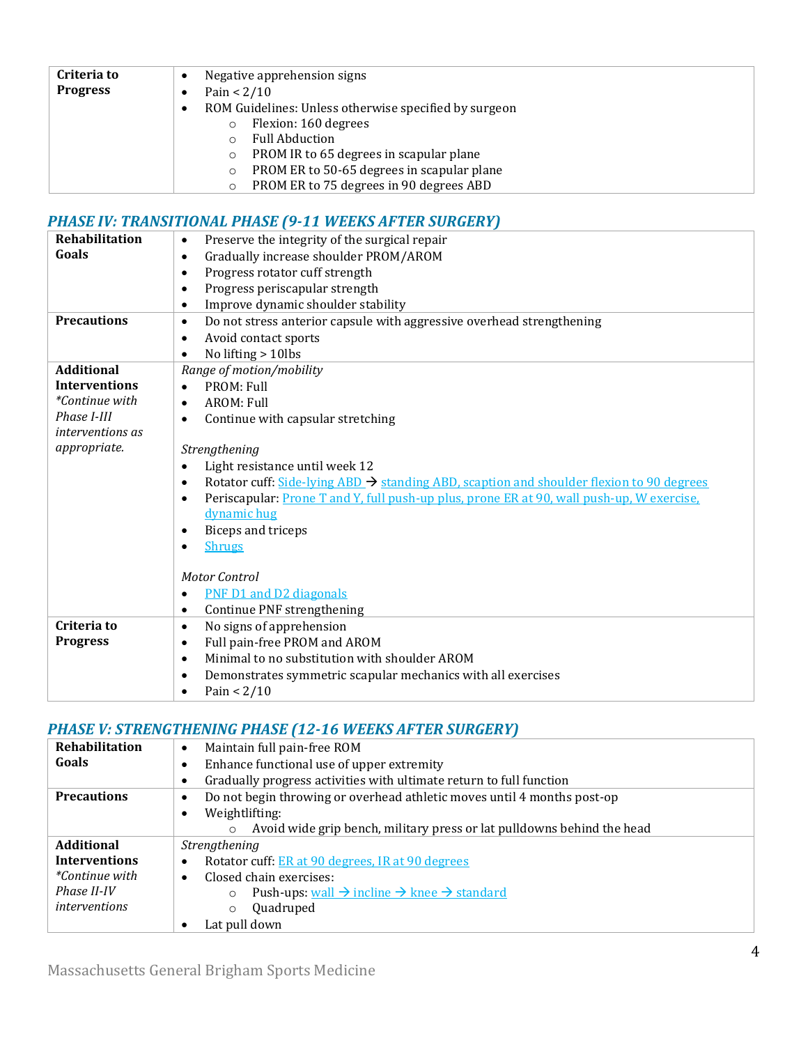| Criteria to Progress | • Negative apprehension signs<br>• Pain < 2/10<br>• ROM Guidelines: Unless otherwise specified by surgeon<br>  ○ Flexion: 160 degrees<br>  ○ Full Abduction<br>  ○ PROM IR to 65 degrees in scapular plane<br>  ○ PROM ER to 50-65 degrees in scapular plane<br>  ○ PROM ER to 75 degrees in 90 degrees ABD |
|---|---|

### *PHASE IV: TRANSITIONAL PHASE (9-11 WEEKS AFTER SURGERY)*

| **Rehabilitation Goals** | • Preserve the integrity of the surgical repair<br>• Gradually increase shoulder PROM/AROM<br>• Progress rotator cuff strength<br>• Progress periscapular strength<br>• Improve dynamic shoulder stability |
|---|---|
| **Precautions** | • Do not stress anterior capsule with aggressive overhead strengthening<br>• Avoid contact sports<br>• No lifting > 10lbs |
| **Additional Interventions** *\*Continue with Phase I-III interventions as appropriate.* | *Range of motion/mobility*<br>• PROM: Full<br>• AROM: Full<br>• Continue with capsular stretching<br><br>*Strengthening*<br>• Light resistance until week 12<br>• Rotator cuff: Side-lying ABD → standing ABD, scaption and shoulder flexion to 90 degrees<br>• Periscapular: Prone T and Y, full push-up plus, prone ER at 90, wall push-up, W exercise, dynamic hug<br>• Biceps and triceps<br>• Shrugs<br><br>*Motor Control*<br>• PNF D1 and D2 diagonals<br>• Continue PNF strengthening |
| **Criteria to Progress** | • No signs of apprehension<br>• Full pain-free PROM and AROM<br>• Minimal to no substitution with shoulder AROM<br>• Demonstrates symmetric scapular mechanics with all exercises<br>• Pain < 2/10 |

### *PHASE V: STRENGTHENING PHASE (12-16 WEEKS AFTER SURGERY)*

| **Rehabilitation Goals** | • Maintain full pain-free ROM<br>• Enhance functional use of upper extremity<br>• Gradually progress activities with ultimate return to full function |
|---|---|
| **Precautions** | • Do not begin throwing or overhead athletic moves until 4 months post-op<br>• Weightlifting:<br>  ○ Avoid wide grip bench, military press or lat pulldowns behind the head |
| **Additional Interventions** *\*Continue with Phase II-IV interventions* | *Strengthening*<br>• Rotator cuff: ER at 90 degrees, IR at 90 degrees<br>• Closed chain exercises:<br>  ○ Push-ups: wall → incline → knee → standard<br>  ○ Quadruped<br>• Lat pull down |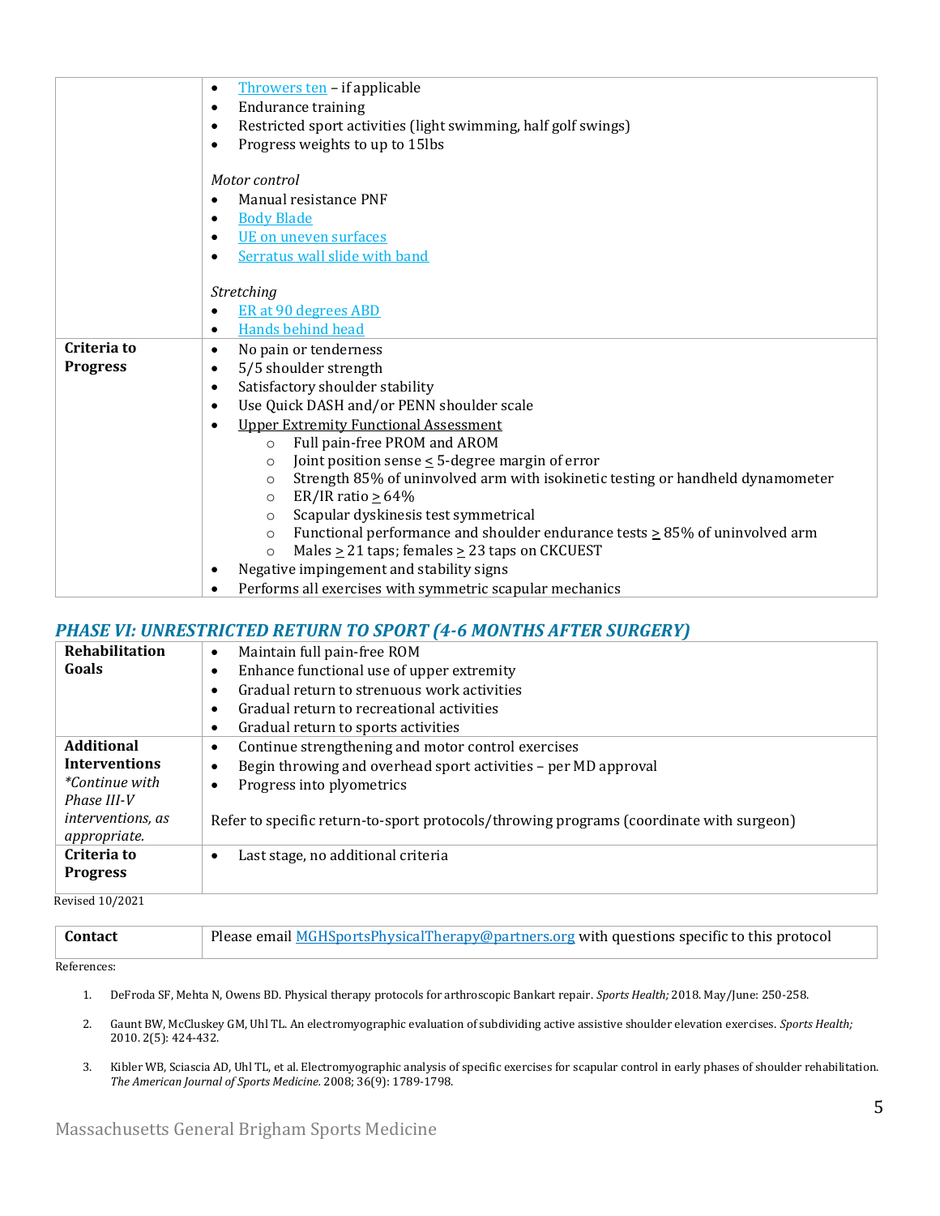| | |
|---|---|
| | • Throwers ten – if applicable<br>• Endurance training<br>• Restricted sport activities (light swimming, half golf swings)<br>• Progress weights to up to 15lbs<br><br>*Motor control*<br>• Manual resistance PNF<br>• Body Blade<br>• UE on uneven surfaces<br>• Serratus wall slide with band<br><br>*Stretching*<br>• ER at 90 degrees ABD<br>• Hands behind head |
| **Criteria to Progress** | • No pain or tenderness<br>• 5/5 shoulder strength<br>• Satisfactory shoulder stability<br>• Use Quick DASH and/or PENN shoulder scale<br>• Upper Extremity Functional Assessment<br>  ○ Full pain-free PROM and AROM<br>  ○ Joint position sense ≤ 5-degree margin of error<br>  ○ Strength 85% of uninvolved arm with isokinetic testing or handheld dynamometer<br>  ○ ER/IR ratio ≥ 64%<br>  ○ Scapular dyskinesis test symmetrical<br>  ○ Functional performance and shoulder endurance tests ≥ 85% of uninvolved arm<br>  ○ Males ≥ 21 taps; females ≥ 23 taps on CKCUEST<br>• Negative impingement and stability signs<br>• Performs all exercises with symmetric scapular mechanics |

## *PHASE VI: UNRESTRICTED RETURN TO SPORT (4-6 MONTHS AFTER SURGERY)*

| | |
|---|---|
| **Rehabilitation Goals** | • Maintain full pain-free ROM<br>• Enhance functional use of upper extremity<br>• Gradual return to strenuous work activities<br>• Gradual return to recreational activities<br>• Gradual return to sports activities |
| **Additional Interventions**<br>*\*Continue with Phase III-V interventions, as appropriate.* | • Continue strengthening and motor control exercises<br>• Begin throwing and overhead sport activities – per MD approval<br>• Progress into plyometrics<br><br>Refer to specific return-to-sport protocols/throwing programs (coordinate with surgeon) |
| **Criteria to Progress** | • Last stage, no additional criteria |

Revised 10/2021

| | |
|---|---|
| **Contact** | Please email MGHSportsPhysicalTherapy@partners.org with questions specific to this protocol |

References:

1. DeFroda SF, Mehta N, Owens BD. Physical therapy protocols for arthroscopic Bankart repair. *Sports Health;* 2018. May/June: 250-258.
2. Gaunt BW, McCluskey GM, Uhl TL. An electromyographic evaluation of subdividing active assistive shoulder elevation exercises. *Sports Health;* 2010. 2(5): 424-432.
3. Kibler WB, Sciascia AD, Uhl TL, et al. Electromyographic analysis of specific exercises for scapular control in early phases of shoulder rehabilitation. *The American Journal of Sports Medicine.* 2008; 36(9): 1789-1798.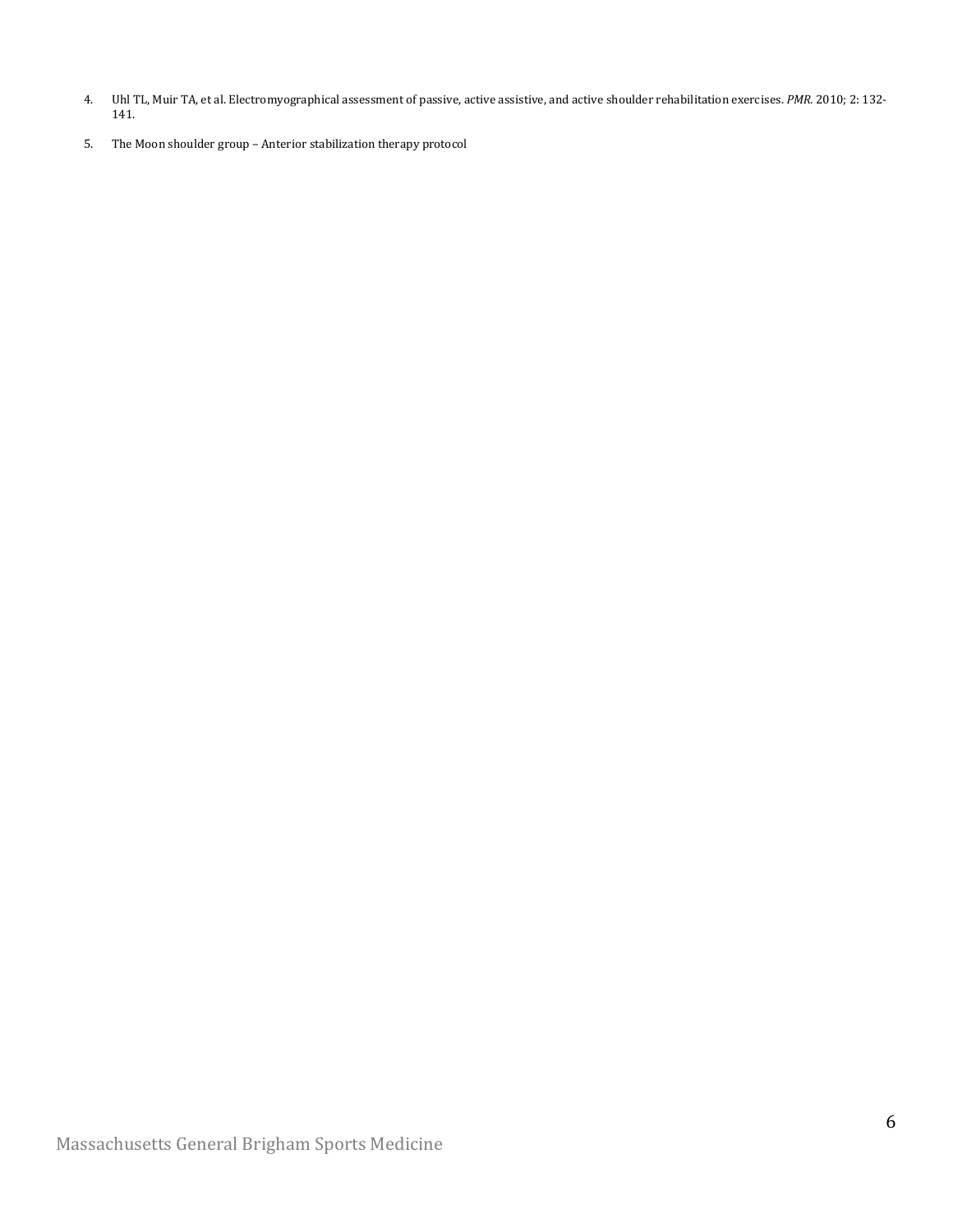4. Uhl TL, Muir TA, et al. Electromyographical assessment of passive, active assistive, and active shoulder rehabilitation exercises. *PMR.* 2010; 2: 132-141.

5. The Moon shoulder group – Anterior stabilization therapy protocol